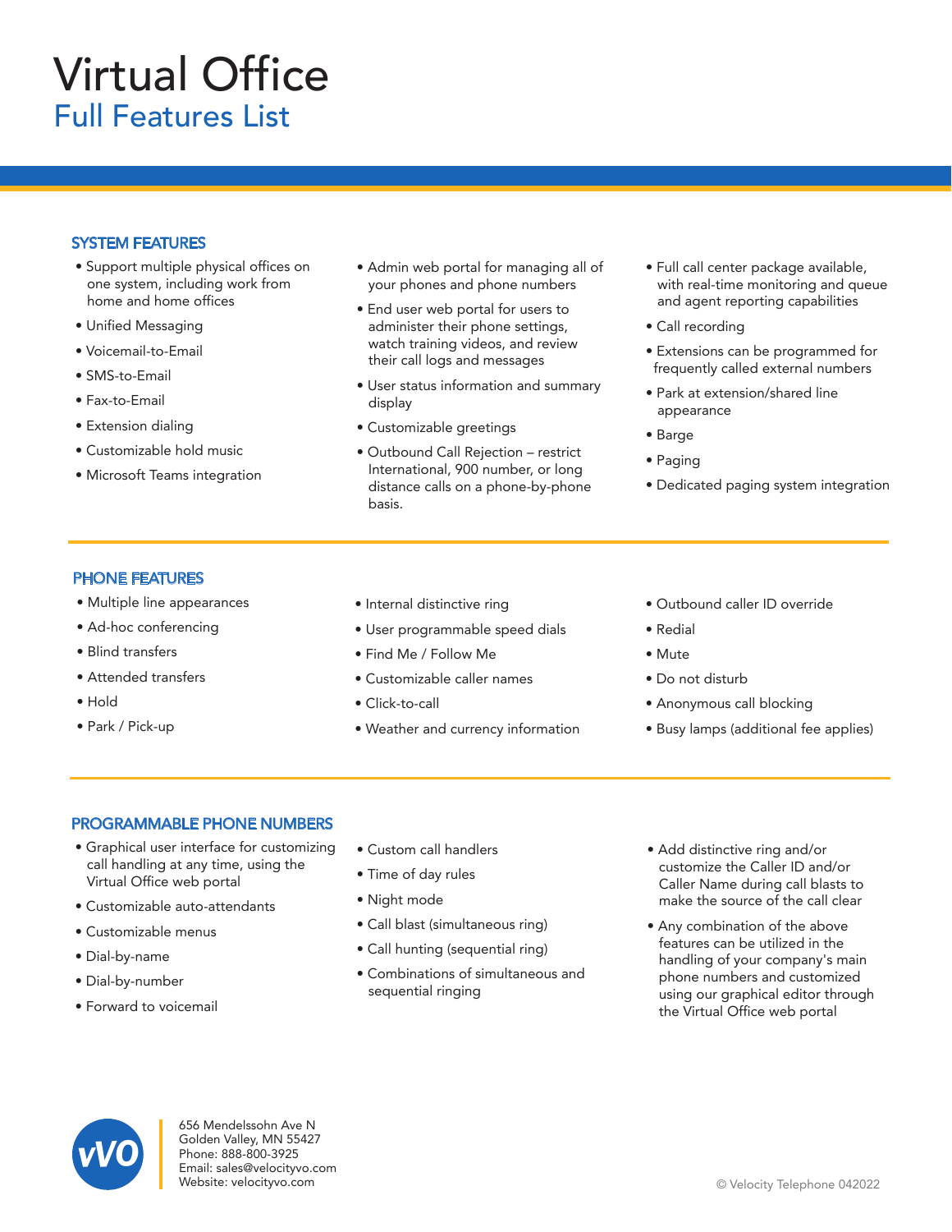# Virtual Office

## Full Features List

### SYSTEM FEATURES

- Support multiple physical offices on one system, including work from home and home offices
- Unified Messaging
- Voicemail-to-Email
- SMS-to-Email
- Fax-to-Email
- Extension dialing
- Customizable hold music
- Microsoft Teams integration
- Admin web portal for managing all of your phones and phone numbers
- End user web portal for users to administer their phone settings, watch training videos, and review their call logs and messages
- User status information and summary display
- Customizable greetings
- Outbound Call Rejection – restrict International, 900 number, or long distance calls on a phone-by-phone basis.
- Full call center package available, with real-time monitoring and queue and agent reporting capabilities
- Call recording
- Extensions can be programmed for frequently called external numbers
- Park at extension/shared line appearance
- Barge
- Paging
- Dedicated paging system integration

### PHONE FEATURES

- Multiple line appearances
- Ad-hoc conferencing
- Blind transfers
- Attended transfers
- Hold
- Park / Pick-up
- Internal distinctive ring
- User programmable speed dials
- Find Me / Follow Me
- Customizable caller names
- Click-to-call
- Weather and currency information
- Outbound caller ID override
- Redial
- Mute
- Do not disturb
- Anonymous call blocking
- Busy lamps (additional fee applies)

### PROGRAMMABLE PHONE NUMBERS

- Graphical user interface for customizing call handling at any time, using the Virtual Office web portal
- Customizable auto-attendants
- Customizable menus
- Dial-by-name
- Dial-by-number
- Forward to voicemail
- Custom call handlers
- Time of day rules
- Night mode
- Call blast (simultaneous ring)
- Call hunting (sequential ring)
- Combinations of simultaneous and sequential ringing
- Add distinctive ring and/or customize the Caller ID and/or Caller Name during call blasts to make the source of the call clear
- Any combination of the above features can be utilized in the handling of your company's main phone numbers and customized using our graphical editor through the Virtual Office web portal

vVO

656 Mendelssohn Ave N
Golden Valley, MN 55427
Phone: 888-800-3925
Email: sales@velocityvo.com
Website: velocityvo.com

© Velocity Telephone 042022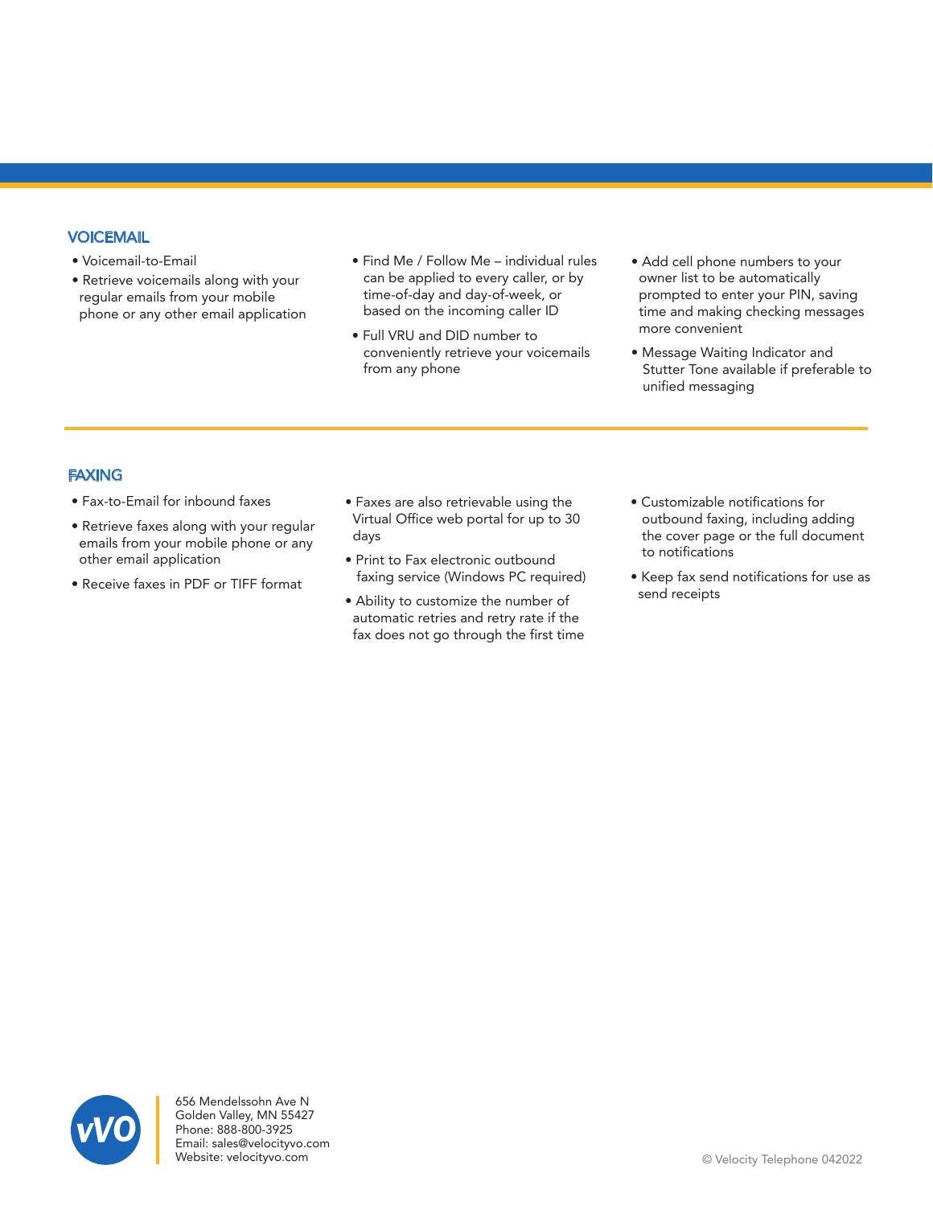## VOICEMAIL

- Voicemail-to-Email
- Retrieve voicemails along with your regular emails from your mobile phone or any other email application
- Find Me / Follow Me – individual rules can be applied to every caller, or by time-of-day and day-of-week, or based on the incoming caller ID
- Full VRU and DID number to conveniently retrieve your voicemails from any phone
- Add cell phone numbers to your owner list to be automatically prompted to enter your PIN, saving time and making checking messages more convenient
- Message Waiting Indicator and Stutter Tone available if preferable to unified messaging

## FAXING

- Fax-to-Email for inbound faxes
- Retrieve faxes along with your regular emails from your mobile phone or any other email application
- Receive faxes in PDF or TIFF format
- Faxes are also retrievable using the Virtual Office web portal for up to 30 days
- Print to Fax electronic outbound faxing service (Windows PC required)
- Ability to customize the number of automatic retries and retry rate if the fax does not go through the first time
- Customizable notifications for outbound faxing, including adding the cover page or the full document to notifications
- Keep fax send notifications for use as send receipts

vVO

656 Mendelssohn Ave N
Golden Valley, MN 55427
Phone: 888-800-3925
Email: sales@velocityvo.com
Website: velocityvo.com

© Velocity Telephone 042022